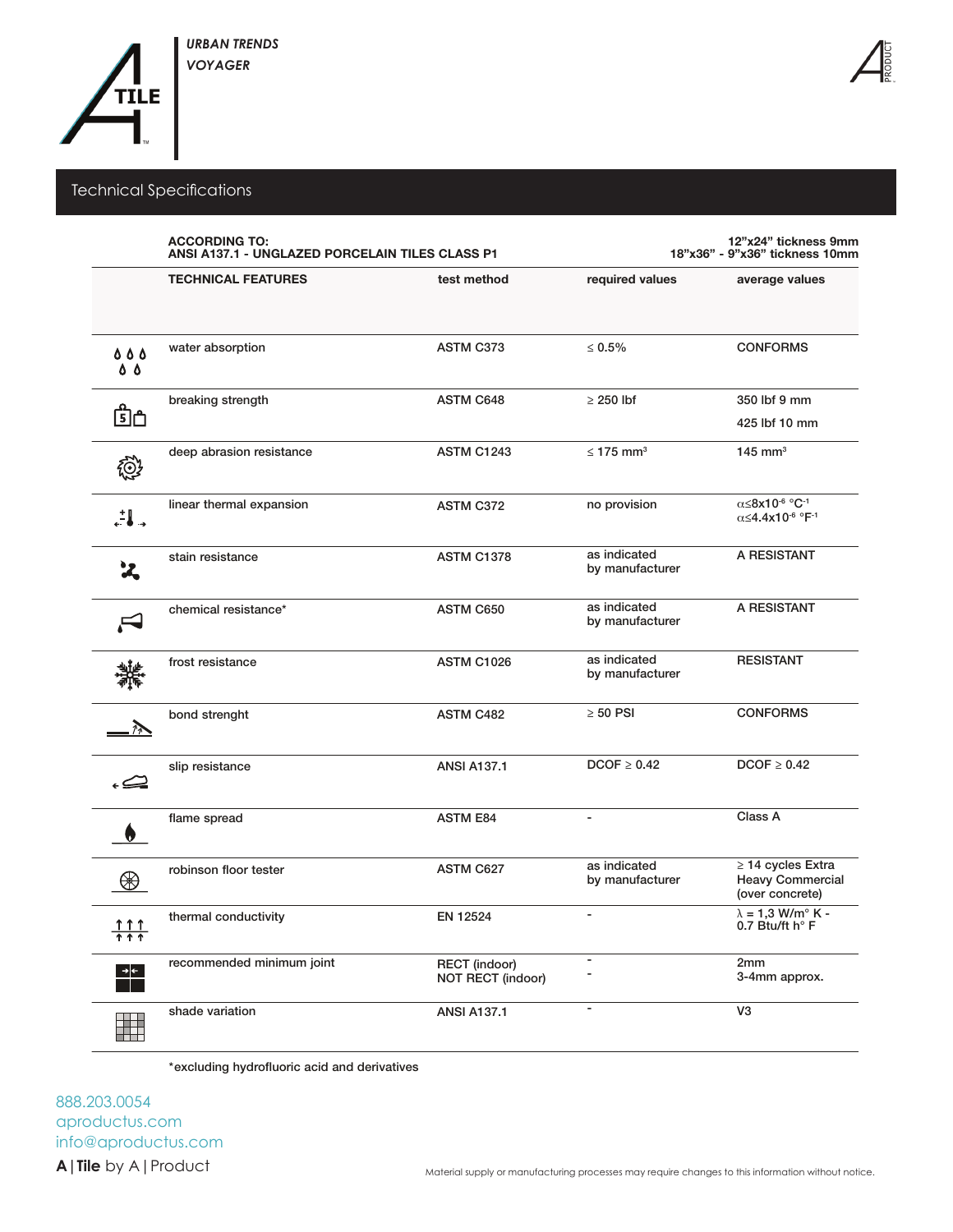*URBAN TRENDS*
*VOYAGER*

## Technical Specifications

**ACCORDING TO:**
**ANSI A137.1 - UNGLAZED PORCELAIN TILES CLASS P1**

**12”x24” tickness 9mm**
**18”x36” - 9”x36” tickness 10mm**

| TECHNICAL FEATURES | test method | required values | average values |
|---|---|---|---|
| water absorption | ASTM C373 | ≤ 0.5% | CONFORMS |
| breaking strength | ASTM C648 | ≥ 250 lbf | 350 lbf 9 mm<br>425 lbf 10 mm |
| deep abrasion resistance | ASTM C1243 | ≤ 175 mm³ | 145 mm³ |
| linear thermal expansion | ASTM C372 | no provision | $\alpha \leq 8x10^{-6}$ °C$^{-1}$<br>$\alpha \leq 4.4x10^{-6}$ °F$^{-1}$ |
| stain resistance | ASTM C1378 | as indicated by manufacturer | A RESISTANT |
| chemical resistance* | ASTM C650 | as indicated by manufacturer | A RESISTANT |
| frost resistance | ASTM C1026 | as indicated by manufacturer | RESISTANT |
| bond strenght | ASTM C482 | ≥ 50 PSI | CONFORMS |
| slip resistance | ANSI A137.1 | DCOF ≥ 0.42 | DCOF ≥ 0.42 |
| flame spread | ASTM E84 | - | Class A |
| robinson floor tester | ASTM C627 | as indicated by manufacturer | ≥ 14 cycles Extra Heavy Commercial (over concrete) |
| thermal conductivity | EN 12524 | - | λ = 1,3 W/m° K - 0.7 Btu/ft h° F |
| recommended minimum joint | RECT (indoor)<br>NOT RECT (indoor) | -<br>- | 2mm<br>3-4mm approx. |
| shade variation | ANSI A137.1 | - | V3 |

*excluding hydrofluoric acid and derivatives

888.203.0054
aproductus.com
info@aproductus.com

**A | Tile** by A | Product

Material supply or manufacturing processes may require changes to this information without notice.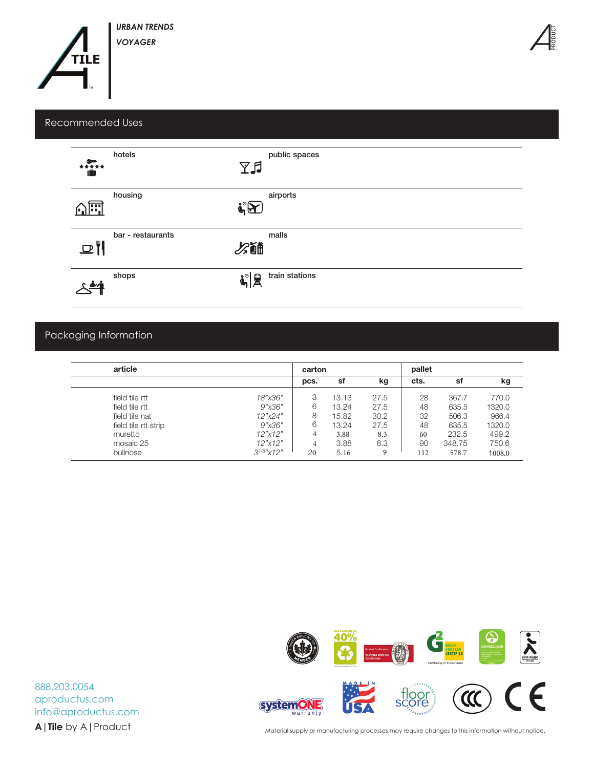URBAN TRENDS

VOYAGER

## Recommended Uses

| | |
|---|---|
| hotels | public spaces |
| housing | airports |
| bar - restaurants | malls |
| shops | train stations |

## Packaging Information

| article | | carton | | | pallet | | |
|---|---|---|---|---|---|---|---|
| | | pcs. | sf | kg | cts. | sf | kg |
| field tile rtt | 18"x36" | 3 | 13.13 | 27.5 | 28 | 367.7 | 770.0 |
| field tile rtt | 9"x36" | 6 | 13.24 | 27.5 | 48 | 635.5 | 1320.0 |
| field tile nat | 12"x24" | 8 | 15.82 | 30.2 | 32 | 506.3 | 966.4 |
| field tile rtt strip | 9"x36" | 6 | 13.24 | 27.5 | 48 | 635.5 | 1320.0 |
| muretto | 12"x12" | 4 | 3.88 | 8.3 | 60 | 232.5 | 499.2 |
| mosaic 25 | 12"x12" | 4 | 3.88 | 8.3 | 90 | 348.75 | 750.6 |
| bullnose | 3 1/8"x12" | 20 | 5.16 | 9 | 112 | 578.7 | 1008.0 |

888.203.0054
aproductus.com
info@aproductus.com

**A | Tile** by A | Product

Material supply or manufacturing processes may require changes to this information without notice.